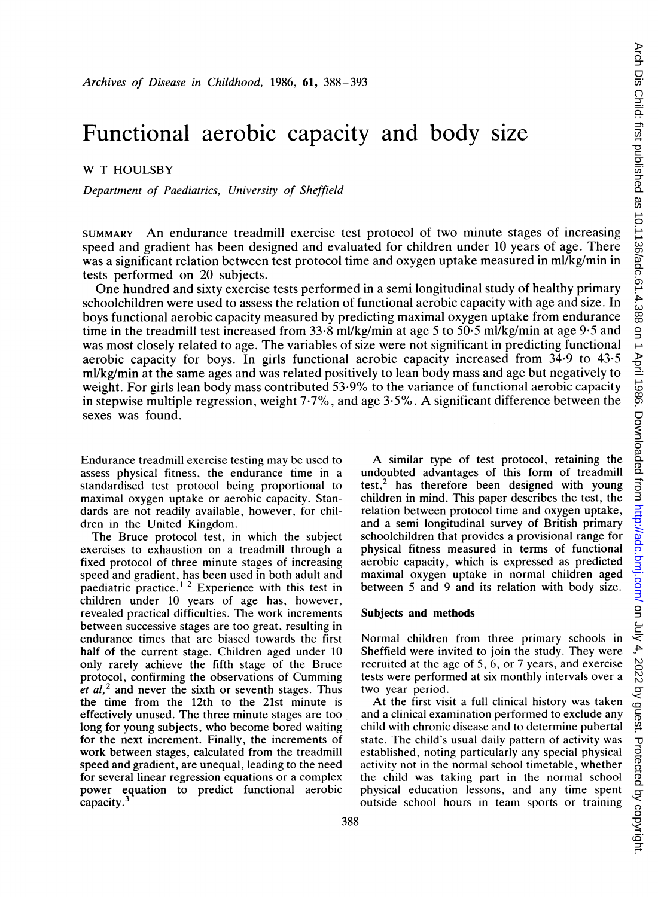# Functional aerobic capacity and body size

W T HOULSBY

*Department of Paediatrics, University of Sheffield*

SUMMARY An endurance treadmill exercise test protocol of two minute stages of increasing speed and gradient has been designed and evaluated for children under 10 years of age. There was a significant relation between test protocol time and oxygen uptake measured in ml/kg/min in tests performed on 20 subjects.

One hundred and sixty exercise tests performed in a semi longitudinal study of healthy primary schoolchildren were used to assess the relation of functional aerobic capacity with age and size. In boys functional aerobic capacity measured by predicting maximal oxygen uptake from endurance time in the treadmill test increased from 33·8 ml/kg/min at age 5 to 50·5 ml/kg/min at age 9·5 and was most closely related to age. The variables of size were not significant in predicting functional aerobic capacity for boys. In girls functional aerobic capacity increased from 34·9 to 43·5 ml/kg/min at the same ages and was related positively to lean body mass and age but negatively to weight. For girls lean body mass contributed 53·9% to the variance of functional aerobic capacity in stepwise multiple regression, weight 7·7%, and age 3·5%. A significant difference between the sexes was found.

Endurance treadmill exercise testing may be used to assess physical fitness, the endurance time in a standardised test protocol being proportional to maximal oxygen uptake or aerobic capacity. Standards are not readily available, however, for children in the United Kingdom.

The Bruce protocol test, in which the subject exercises to exhaustion on a treadmill through a fixed protocol of three minute stages of increasing speed and gradient, has been used in both adult and paediatric practice.[1 2] Experience with this test in children under 10 years of age has, however, revealed practical difficulties. The work increments between successive stages are too great, resulting in endurance times that are biased towards the first half of the current stage. Children aged under 10 only rarely achieve the fifth stage of the Bruce protocol, confirming the observations of Cumming *et al*,[2] and never the sixth or seventh stages. Thus the time from the 12th to the 21st minute is effectively unused. The three minute stages are too long for young subjects, who become bored waiting for the next increment. Finally, the increments of work between stages, calculated from the treadmill speed and gradient, are unequal, leading to the need for several linear regression equations or a complex power equation to predict functional aerobic capacity.[3]

A similar type of test protocol, retaining the undoubted advantages of this form of treadmill test,[2] has therefore been designed with young children in mind. This paper describes the test, the relation between protocol time and oxygen uptake, and a semi longitudinal survey of British primary schoolchildren that provides a provisional range for physical fitness measured in terms of functional aerobic capacity, which is expressed as predicted maximal oxygen uptake in normal children aged between 5 and 9 and its relation with body size.

## Subjects and methods

Normal children from three primary schools in Sheffield were invited to join the study. They were recruited at the age of 5, 6, or 7 years, and exercise tests were performed at six monthly intervals over a two year period.

At the first visit a full clinical history was taken and a clinical examination performed to exclude any child with chronic disease and to determine pubertal state. The child's usual daily pattern of activity was established, noting particularly any special physical activity not in the normal school timetable, whether the child was taking part in the normal school physical education lessons, and any time spent outside school hours in team sports or training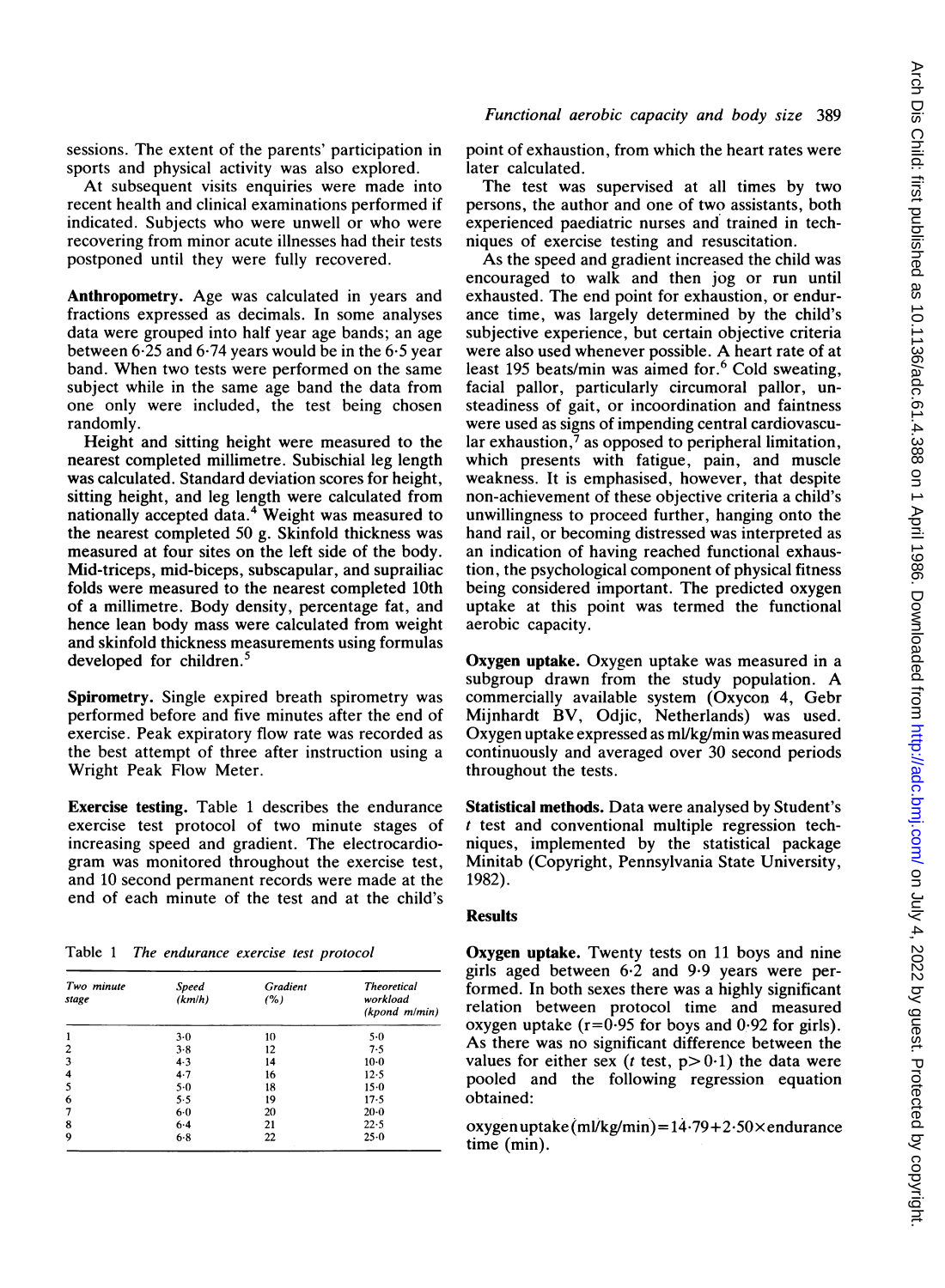sessions. The extent of the parents' participation in sports and physical activity was also explored.

At subsequent visits enquiries were made into recent health and clinical examinations performed if indicated. Subjects who were unwell or who were recovering from minor acute illnesses had their tests postponed until they were fully recovered.

**Anthropometry.** Age was calculated in years and fractions expressed as decimals. In some analyses data were grouped into half year age bands; an age between 6·25 and 6·74 years would be in the 6·5 year band. When two tests were performed on the same subject while in the same age band the data from one only were included, the test being chosen randomly.

Height and sitting height were measured to the nearest completed millimetre. Subischial leg length was calculated. Standard deviation scores for height, sitting height, and leg length were calculated from nationally accepted data.[4] Weight was measured to the nearest completed 50 g. Skinfold thickness was measured at four sites on the left side of the body. Mid-triceps, mid-biceps, subscapular, and suprailiac folds were measured to the nearest completed 10th of a millimetre. Body density, percentage fat, and hence lean body mass were calculated from weight and skinfold thickness measurements using formulas developed for children.[5]

**Spirometry.** Single expired breath spirometry was performed before and five minutes after the end of exercise. Peak expiratory flow rate was recorded as the best attempt of three after instruction using a Wright Peak Flow Meter.

**Exercise testing.** Table 1 describes the endurance exercise test protocol of two minute stages of increasing speed and gradient. The electrocardiogram was monitored throughout the exercise test, and 10 second permanent records were made at the end of each minute of the test and at the child's point of exhaustion, from which the heart rates were later calculated.

Table 1 *The endurance exercise test protocol*

| Two minute stage | Speed (km/h) | Gradient (%) | Theoretical workload (kpond m/min) |
|---|---|---|---|
| 1 | 3·0 | 10 | 5·0 |
| 2 | 3·8 | 12 | 7·5 |
| 3 | 4·3 | 14 | 10·0 |
| 4 | 4·7 | 16 | 12·5 |
| 5 | 5·0 | 18 | 15·0 |
| 6 | 5·5 | 19 | 17·5 |
| 7 | 6·0 | 20 | 20·0 |
| 8 | 6·4 | 21 | 22·5 |
| 9 | 6·8 | 22 | 25·0 |

The test was supervised at all times by two persons, the author and one of two assistants, both experienced paediatric nurses and trained in techniques of exercise testing and resuscitation.

As the speed and gradient increased the child was encouraged to walk and then jog or run until exhausted. The end point for exhaustion, or endurance time, was largely determined by the child's subjective experience, but certain objective criteria were also used whenever possible. A heart rate of at least 195 beats/min was aimed for.[6] Cold sweating, facial pallor, particularly circumoral pallor, unsteadiness of gait, or incoordination and faintness were used as signs of impending central cardiovascular exhaustion,[7] as opposed to peripheral limitation, which presents with fatigue, pain, and muscle weakness. It is emphasised, however, that despite non-achievement of these objective criteria a child's unwillingness to proceed further, hanging onto the hand rail, or becoming distressed was interpreted as an indication of having reached functional exhaustion, the psychological component of physical fitness being considered important. The predicted oxygen uptake at this point was termed the functional aerobic capacity.

**Oxygen uptake.** Oxygen uptake was measured in a subgroup drawn from the study population. A commercially available system (Oxycon 4, Gebr Mijnhardt BV, Odijc, Netherlands) was used. Oxygen uptake expressed as ml/kg/min was measured continuously and averaged over 30 second periods throughout the tests.

**Statistical methods.** Data were analysed by Student's $t$ test and conventional multiple regression techniques, implemented by the statistical package Minitab (Copyright, Pennsylvania State University, 1982).

## Results

**Oxygen uptake.** Twenty tests on 11 boys and nine girls aged between 6·2 and 9·9 years were performed. In both sexes there was a highly significant relation between protocol time and measured oxygen uptake ($r=0{\cdot}95$ for boys and 0·92 for girls). As there was no significant difference between the values for either sex ($t$ test, $p>0{\cdot}1$) the data were pooled and the following regression equation obtained:

$$\text{oxygen uptake (ml/kg/min)} = 14{\cdot}79 + 2{\cdot}50 \times \text{endurance time (min)}.$$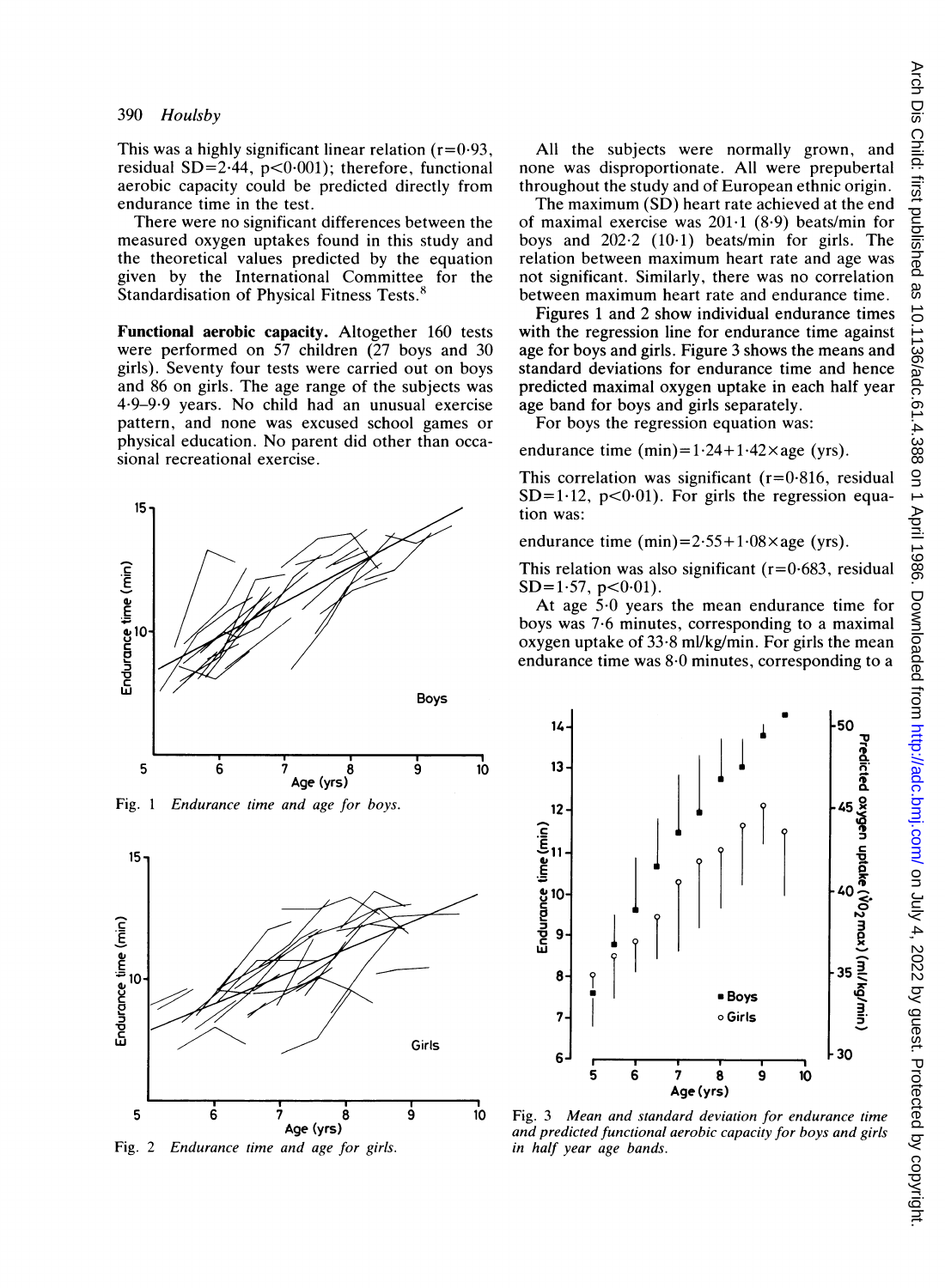This was a highly significant linear relation ($r=0.93$, residual SD$=2.44$, $p<0.001$); therefore, functional aerobic capacity could be predicted directly from endurance time in the test.

There were no significant differences between the measured oxygen uptakes found in this study and the theoretical values predicted by the equation given by the International Committee for the Standardisation of Physical Fitness Tests.[8]

**Functional aerobic capacity.** Altogether 160 tests were performed on 57 children (27 boys and 30 girls). Seventy four tests were carried out on boys and 86 on girls. The age range of the subjects was 4·9–9·9 years. No child had an unusual exercise pattern, and none was excused school games or physical education. No parent did other than occasional recreational exercise.

Fig. 1 *Endurance time and age for boys.*

Fig. 2 *Endurance time and age for girls.*

All the subjects were normally grown, and none was disproportionate. All were prepubertal throughout the study and of European ethnic origin.

The maximum (SD) heart rate achieved at the end of maximal exercise was 201·1 (8·9) beats/min for boys and 202·2 (10·1) beats/min for girls. The relation between maximum heart rate and age was not significant. Similarly, there was no correlation between maximum heart rate and endurance time.

Figures 1 and 2 show individual endurance times with the regression line for endurance time against age for boys and girls. Figure 3 shows the means and standard deviations for endurance time and hence predicted maximal oxygen uptake in each half year age band for boys and girls separately.

For boys the regression equation was:

$$\text{endurance time (min)} = 1.24 + 1.42 \times \text{age (yrs)}.$$

This correlation was significant ($r=0.816$, residual SD$=1.12$, $p<0.01$). For girls the regression equation was:

$$\text{endurance time (min)} = 2.55 + 1.08 \times \text{age (yrs)}.$$

This relation was also significant ($r=0.683$, residual SD$=1.57$, $p<0.01$).

At age 5·0 years the mean endurance time for boys was 7·6 minutes, corresponding to a maximal oxygen uptake of 33·8 ml/kg/min. For girls the mean endurance time was 8·0 minutes, corresponding to a

Fig. 3 *Mean and standard deviation for endurance time and predicted functional aerobic capacity for boys and girls in half year age bands.*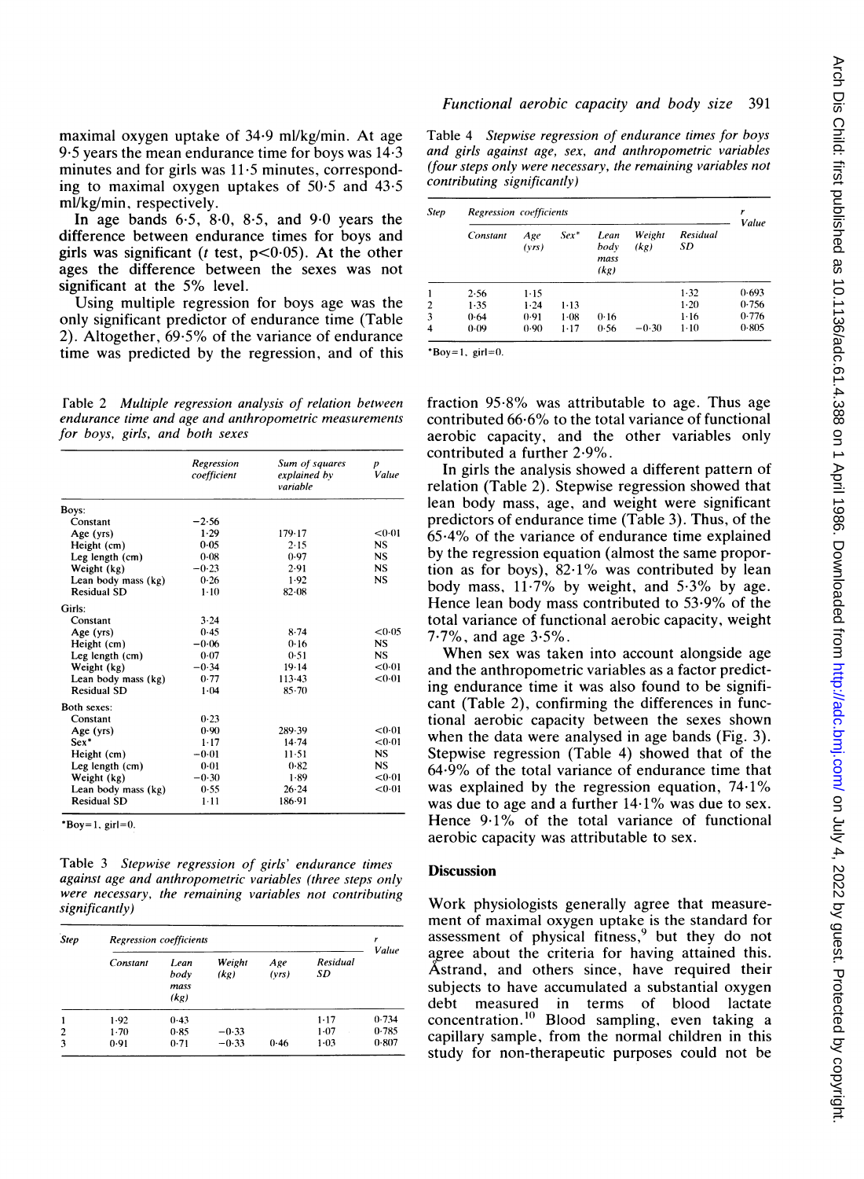maximal oxygen uptake of 34·9 ml/kg/min. At age 9·5 years the mean endurance time for boys was 14·3 minutes and for girls was 11·5 minutes, corresponding to maximal oxygen uptakes of 50·5 and 43·5 ml/kg/min, respectively.

In age bands 6·5, 8·0, 8·5, and 9·0 years the difference between endurance times for boys and girls was significant (*t* test, $p<0·05$). At the other ages the difference between the sexes was not significant at the 5% level.

Using multiple regression for boys age was the only significant predictor of endurance time (Table 2). Altogether, 69·5% of the variance of endurance time was predicted by the regression, and of this fraction 95·8% was attributable to age. Thus age contributed 66·6% to the total variance of functional aerobic capacity, and the other variables only contributed a further 2·9%.

Table 2 *Multiple regression analysis of relation between endurance time and age and anthropometric measurements for boys, girls, and both sexes*

| | Regression coefficient | Sum of squares explained by variable | p Value |
|---|---|---|---|
| Boys: | | | |
| Constant | −2·56 | | |
| Age (yrs) | 1·29 | 179·17 | <0·01 |
| Height (cm) | 0·05 | 2·15 | NS |
| Leg length (cm) | 0·08 | 0·97 | NS |
| Weight (kg) | −0·23 | 2·91 | NS |
| Lean body mass (kg) | 0·26 | 1·92 | NS |
| Residual SD | 1·10 | 82·08 | |
| Girls: | | | |
| Constant | 3·24 | | |
| Age (yrs) | 0·45 | 8·74 | <0·05 |
| Height (cm) | −0·06 | 0·16 | NS |
| Leg length (cm) | 0·07 | 0·51 | NS |
| Weight (kg) | −0·34 | 19·14 | <0·01 |
| Lean body mass (kg) | 0·77 | 113·43 | <0·01 |
| Residual SD | 1·04 | 85·70 | |
| Both sexes: | | | |
| Constant | 0·23 | | |
| Age (yrs) | 0·90 | 289·39 | <0·01 |
| Sex* | 1·17 | 14·74 | <0·01 |
| Height (cm) | −0·01 | 11·51 | NS |
| Leg length (cm) | 0·01 | 0·82 | NS |
| Weight (kg) | −0·30 | 1·89 | <0·01 |
| Lean body mass (kg) | 0·55 | 26·24 | <0·01 |
| Residual SD | 1·11 | 186·91 | |

*Boy=1, girl=0.

Table 3 *Stepwise regression of girls' endurance times against age and anthropometric variables (three steps only were necessary, the remaining variables not contributing significantly)*

| Step | Regression coefficients | | | | | r Value |
|---|---|---|---|---|---|---|
| | Constant | Lean body mass (kg) | Weight (kg) | Age (yrs) | Residual SD | |
| 1 | 1·92 | 0·43 | | | 1·17 | 0·734 |
| 2 | 1·70 | 0·85 | −0·33 | | 1·07 | 0·785 |
| 3 | 0·91 | 0·71 | −0·33 | 0·46 | 1·03 | 0·807 |

Table 4 *Stepwise regression of endurance times for boys and girls against age, sex, and anthropometric variables (four steps only were necessary, the remaining variables not contributing significantly)*

| Step | Regression coefficients | | | | | | r Value |
|---|---|---|---|---|---|---|---|
| | Constant | Age (yrs) | Sex* | Lean body mass (kg) | Weight (kg) | Residual SD | |
| 1 | 2·56 | 1·15 | | | | 1·32 | 0·693 |
| 2 | 1·35 | 1·24 | 1·13 | | | 1·20 | 0·756 |
| 3 | 0·64 | 0·91 | 1·08 | 0·16 | | 1·16 | 0·776 |
| 4 | 0·09 | 0·90 | 1·17 | 0·56 | −0·30 | 1·10 | 0·805 |

*Boy=1, girl=0.

In girls the analysis showed a different pattern of relation (Table 2). Stepwise regression showed that lean body mass, age, and weight were significant predictors of endurance time (Table 3). Thus, of the 65·4% of the variance of endurance time explained by the regression equation (almost the same proportion as for boys), 82·1% was contributed by lean body mass, 11·7% by weight, and 5·3% by age. Hence lean body mass contributed to 53·9% of the total variance of functional aerobic capacity, weight 7·7%, and age 3·5%.

When sex was taken into account alongside age and the anthropometric variables as a factor predicting endurance time it was also found to be significant (Table 2), confirming the differences in functional aerobic capacity between the sexes shown when the data were analysed in age bands (Fig. 3). Stepwise regression (Table 4) showed that of the 64·9% of the total variance of endurance time that was explained by the regression equation, 74·1% was due to age and a further 14·1% was due to sex. Hence 9·1% of the total variance of functional aerobic capacity was attributable to sex.

## Discussion

Work physiologists generally agree that measurement of maximal oxygen uptake is the standard for assessment of physical fitness,[9] but they do not agree about the criteria for having attained this. Åstrand, and others since, have required their subjects to have accumulated a substantial oxygen debt measured in terms of blood lactate concentration.[10] Blood sampling, even taking a capillary sample, from the normal children in this study for non-therapeutic purposes could not be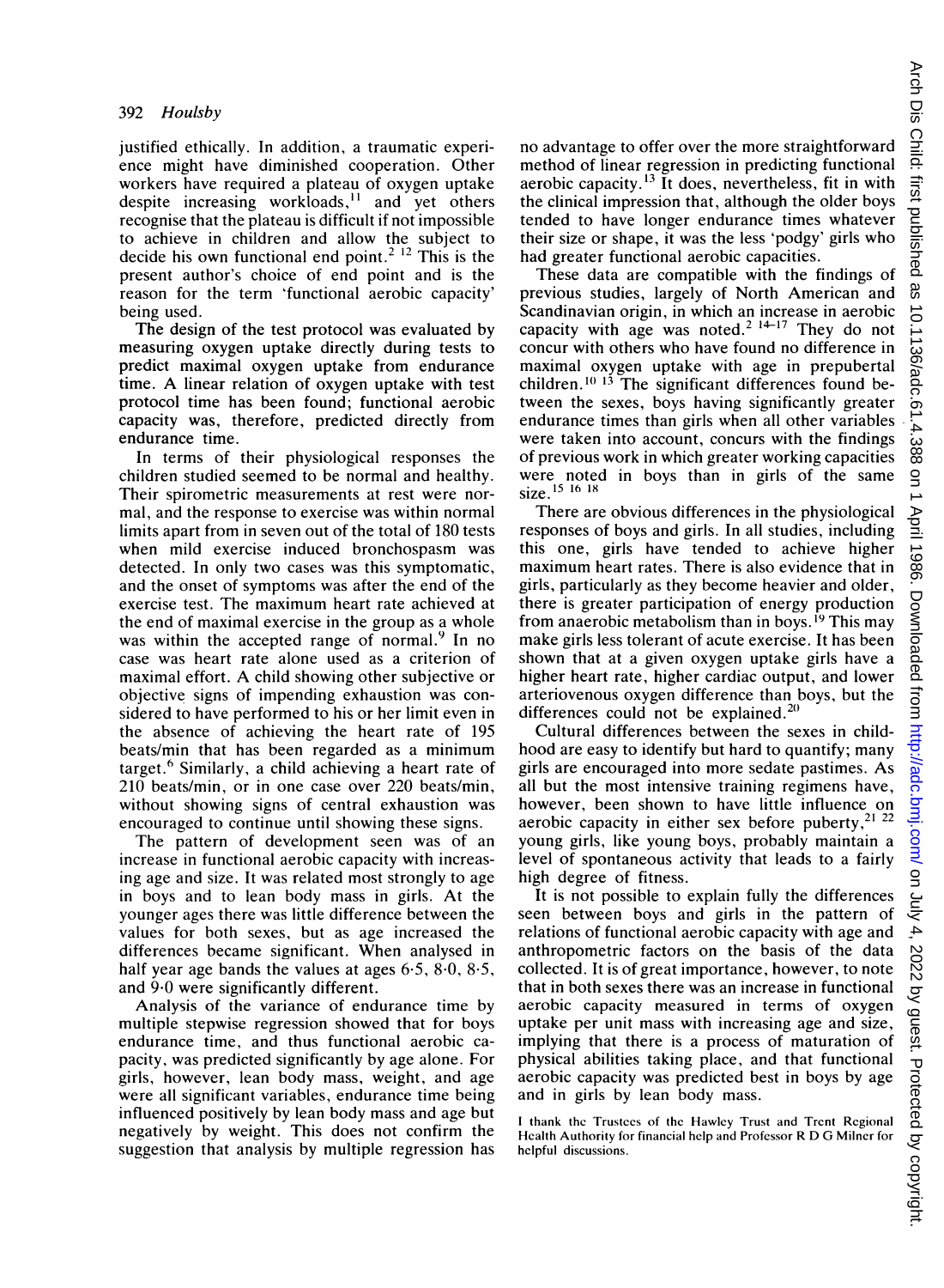justified ethically. In addition, a traumatic experience might have diminished cooperation. Other workers have required a plateau of oxygen uptake despite increasing workloads,[11] and yet others recognise that the plateau is difficult if not impossible to achieve in children and allow the subject to decide his own functional end point.[2 12] This is the present author's choice of end point and is the reason for the term 'functional aerobic capacity' being used.

The design of the test protocol was evaluated by measuring oxygen uptake directly during tests to predict maximal oxygen uptake from endurance time. A linear relation of oxygen uptake with test protocol time has been found; functional aerobic capacity was, therefore, predicted directly from endurance time.

In terms of their physiological responses the children studied seemed to be normal and healthy. Their spirometric measurements at rest were normal, and the response to exercise was within normal limits apart from in seven out of the total of 180 tests when mild exercise induced bronchospasm was detected. In only two cases was this symptomatic, and the onset of symptoms was after the end of the exercise test. The maximum heart rate achieved at the end of maximal exercise in the group as a whole was within the accepted range of normal.[9] In no case was heart rate alone used as a criterion of maximal effort. A child showing other subjective or objective signs of impending exhaustion was considered to have performed to his or her limit even in the absence of achieving the heart rate of 195 beats/min that has been regarded as a minimum target.[6] Similarly, a child achieving a heart rate of 210 beats/min, or in one case over 220 beats/min, without showing signs of central exhaustion was encouraged to continue until showing these signs.

The pattern of development seen was of an increase in functional aerobic capacity with increasing age and size. It was related most strongly to age in boys and to lean body mass in girls. At the younger ages there was little difference between the values for both sexes, but as age increased the differences became significant. When analysed in half year age bands the values at ages 6·5, 8·0, 8·5, and 9·0 were significantly different.

Analysis of the variance of endurance time by multiple stepwise regression showed that for boys endurance time, and thus functional aerobic capacity, was predicted significantly by age alone. For girls, however, lean body mass, weight, and age were all significant variables, endurance time being influenced positively by lean body mass and age but negatively by weight. This does not confirm the suggestion that analysis by multiple regression has no advantage to offer over the more straightforward method of linear regression in predicting functional aerobic capacity.[13] It does, nevertheless, fit in with the clinical impression that, although the older boys tended to have longer endurance times whatever their size or shape, it was the less 'podgy' girls who had greater functional aerobic capacities.

These data are compatible with the findings of previous studies, largely of North American and Scandinavian origin, in which an increase in aerobic capacity with age was noted.[2 14–17] They do not concur with others who have found no difference in maximal oxygen uptake with age in prepubertal children.[10 13] The significant differences found between the sexes, boys having significantly greater endurance times than girls when all other variables were taken into account, concurs with the findings of previous work in which greater working capacities were noted in boys than in girls of the same size.[15 16 18]

There are obvious differences in the physiological responses of boys and girls. In all studies, including this one, girls have tended to achieve higher maximum heart rates. There is also evidence that in girls, particularly as they become heavier and older, there is greater participation of energy production from anaerobic metabolism than in boys.[19] This may make girls less tolerant of acute exercise. It has been shown that at a given oxygen uptake girls have a higher heart rate, higher cardiac output, and lower arteriovenous oxygen difference than boys, but the differences could not be explained.[20]

Cultural differences between the sexes in childhood are easy to identify but hard to quantify; many girls are encouraged into more sedate pastimes. As all but the most intensive training regimens have, however, been shown to have little influence on aerobic capacity in either sex before puberty,[21 22] young girls, like young boys, probably maintain a level of spontaneous activity that leads to a fairly high degree of fitness.

It is not possible to explain fully the differences seen between boys and girls in the pattern of relations of functional aerobic capacity with age and anthropometric factors on the basis of the data collected. It is of great importance, however, to note that in both sexes there was an increase in functional aerobic capacity measured in terms of oxygen uptake per unit mass with increasing age and size, implying that there is a process of maturation of physical abilities taking place, and that functional aerobic capacity was predicted best in boys by age and in girls by lean body mass.

I thank the Trustees of the Hawley Trust and Trent Regional Health Authority for financial help and Professor R D G Milner for helpful discussions.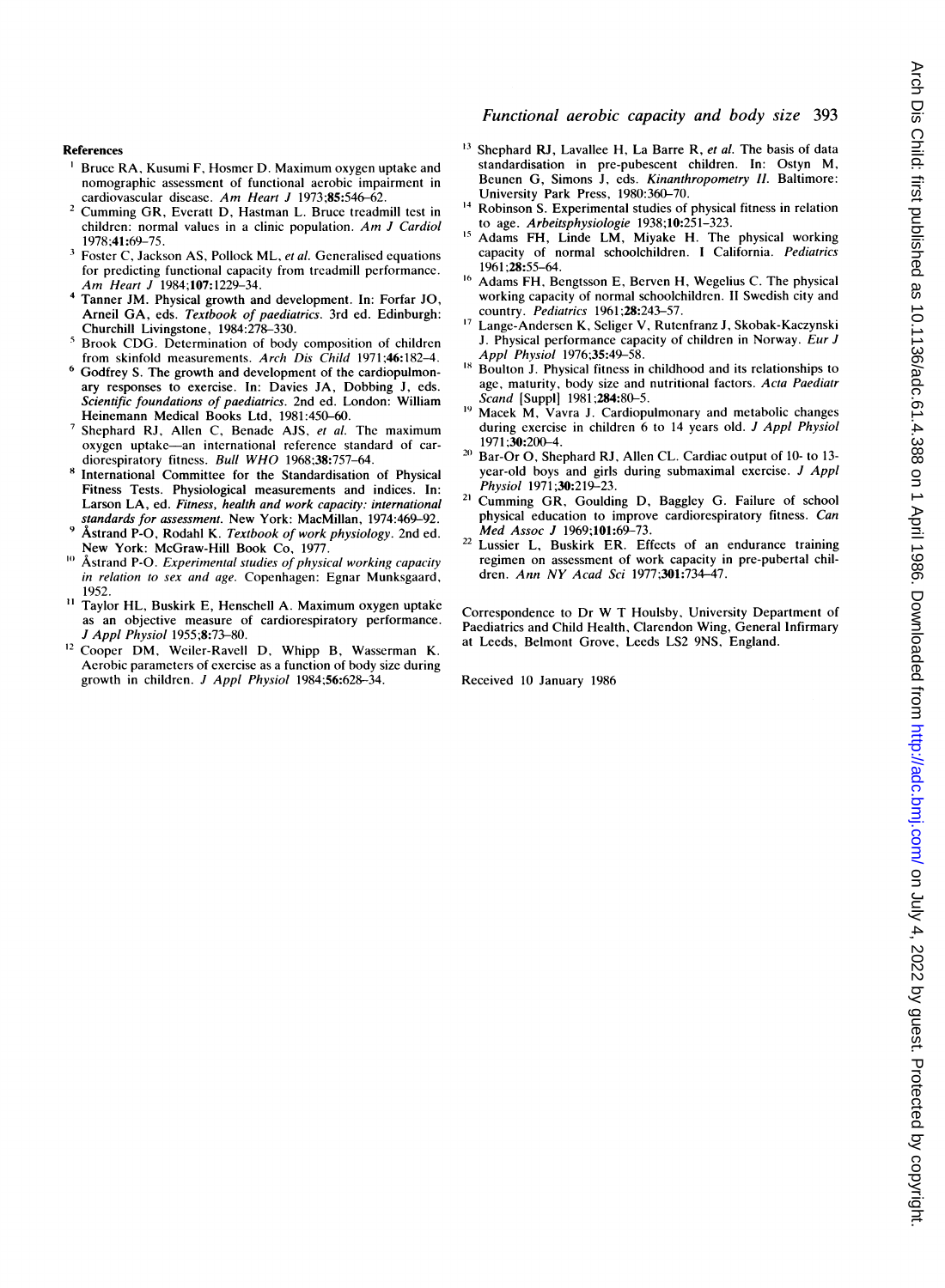## References

1. Bruce RA, Kusumi F, Hosmer D. Maximum oxygen uptake and nomographic assessment of functional aerobic impairment in cardiovascular disease. *Am Heart J* 1973;**85:**546–62.
2. Cumming GR, Everatt D, Hastman L. Bruce treadmill test in children: normal values in a clinic population. *Am J Cardiol* 1978;**41:**69–75.
3. Foster C, Jackson AS, Pollock ML, *et al.* Generalised equations for predicting functional capacity from treadmill performance. *Am Heart J* 1984;**107:**1229–34.
4. Tanner JM. Physical growth and development. In: Forfar JO, Arneil GA, eds. *Textbook of paediatrics*. 3rd ed. Edinburgh: Churchill Livingstone, 1984:278–330.
5. Brook CDG. Determination of body composition of children from skinfold measurements. *Arch Dis Child* 1971;**46:**182–4.
6. Godfrey S. The growth and development of the cardiopulmonary responses to exercise. In: Davies JA, Dobbing J, eds. *Scientific foundations of paediatrics*. 2nd ed. London: William Heinemann Medical Books Ltd, 1981:450–60.
7. Shephard RJ, Allen C, Benade AJS, *et al.* The maximum oxygen uptake—an international reference standard of cardiorespiratory fitness. *Bull WHO* 1968;**38:**757–64.
8. International Committee for the Standardisation of Physical Fitness Tests. Physiological measurements and indices. In: Larson LA, ed. *Fitness, health and work capacity: international standards for assessment*. New York: MacMillan, 1974:469–92.
9. Åstrand P-O, Rodahl K. *Textbook of work physiology*. 2nd ed. New York: McGraw-Hill Book Co, 1977.
10. Åstrand P-O. *Experimental studies of physical working capacity in relation to sex and age*. Copenhagen: Egnar Munksgaard, 1952.
11. Taylor HL, Buskirk E, Henschell A. Maximum oxygen uptake as an objective measure of cardiorespiratory performance. *J Appl Physiol* 1955;**8:**73–80.
12. Cooper DM, Weiler-Ravell D, Whipp B, Wasserman K. Aerobic parameters of exercise as a function of body size during growth in children. *J Appl Physiol* 1984;**56:**628–34.
13. Shephard RJ, Lavallee H, La Barre R, *et al.* The basis of data standardisation in pre-pubescent children. In: Ostyn M, Beunen G, Simons J, eds. *Kinanthropometry II*. Baltimore: University Park Press, 1980:360–70.
14. Robinson S. Experimental studies of physical fitness in relation to age. *Arbeitsphysiologie* 1938;**10:**251–323.
15. Adams FH, Linde LM, Miyake H. The physical working capacity of normal schoolchildren. I California. *Pediatrics* 1961;**28:**55–64.
16. Adams FH, Bengtsson E, Berven H, Wegelius C. The physical working capacity of normal schoolchildren. II Swedish city and country. *Pediatrics* 1961;**28:**243–57.
17. Lange-Andersen K, Seliger V, Rutenfranz J, Skobak-Kaczynski J. Physical performance capacity of children in Norway. *Eur J Appl Physiol* 1976;**35:**49–58.
18. Boulton J. Physical fitness in childhood and its relationships to age, maturity, body size and nutritional factors. *Acta Paediatr Scand* [Suppl] 1981;**284:**80–5.
19. Macek M, Vavra J. Cardiopulmonary and metabolic changes during exercise in children 6 to 14 years old. *J Appl Physiol* 1971;**30:**200–4.
20. Bar-Or O, Shephard RJ, Allen CL. Cardiac output of 10- to 13-year-old boys and girls during submaximal exercise. *J Appl Physiol* 1971;**30:**219–23.
21. Cumming GR, Goulding D, Baggley G. Failure of school physical education to improve cardiorespiratory fitness. *Can Med Assoc J* 1969;**101:**69–73.
22. Lussier L, Buskirk ER. Effects of an endurance training regimen on assessment of work capacity in pre-pubertal children. *Ann NY Acad Sci* 1977;**301:**734–47.

Correspondence to Dr W T Houlsby, University Department of Paediatrics and Child Health, Clarendon Wing, General Infirmary at Leeds, Belmont Grove, Leeds LS2 9NS, England.

Received 10 January 1986